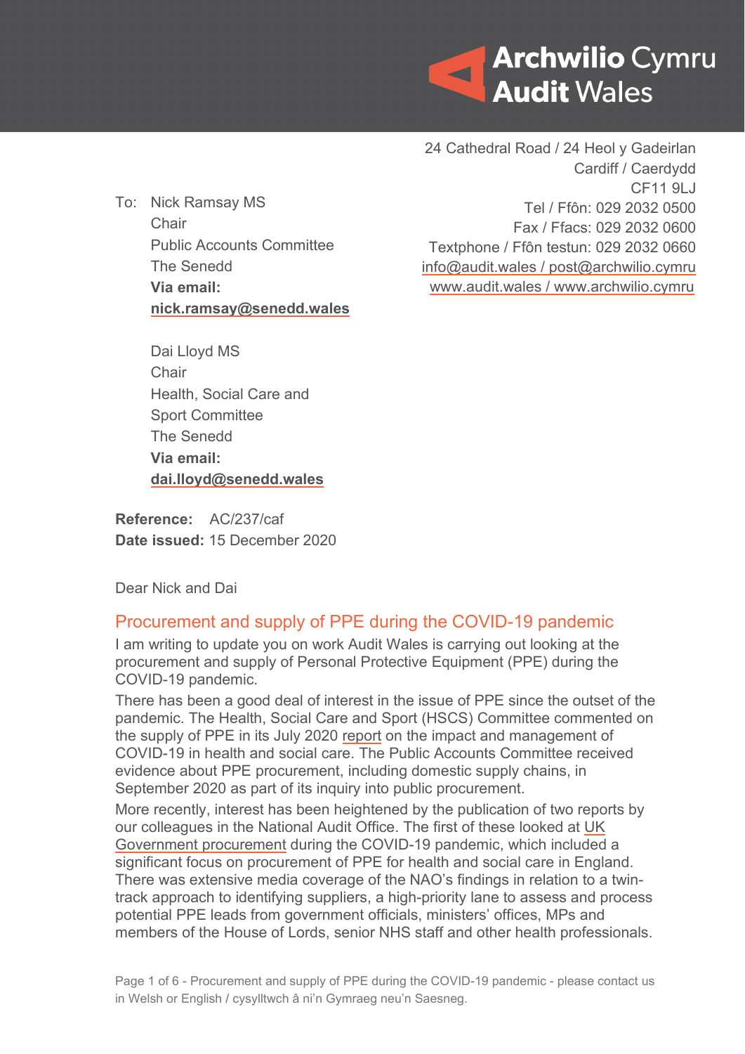**Archwilio Cymru**
**Audit Wales**

24 Cathedral Road / 24 Heol y Gadeirlan
Cardiff / Caerdydd
CF11 9LJ
Tel / Ffôn: 029 2032 0500
Fax / Ffacs: 029 2032 0600
Textphone / Ffôn testun: 029 2032 0660
info@audit.wales / post@archwilio.cymru
www.audit.wales / www.archwilio.cymru

To: Nick Ramsay MS
Chair
Public Accounts Committee
The Senedd
**Via email:**
**nick.ramsay@senedd.wales**

Dai Lloyd MS
Chair
Health, Social Care and Sport Committee
The Senedd
**Via email:**
**dai.lloyd@senedd.wales**

**Reference:** AC/237/caf
**Date issued:** 15 December 2020

Dear Nick and Dai

## Procurement and supply of PPE during the COVID-19 pandemic

I am writing to update you on work Audit Wales is carrying out looking at the procurement and supply of Personal Protective Equipment (PPE) during the COVID-19 pandemic.

There has been a good deal of interest in the issue of PPE since the outset of the pandemic. The Health, Social Care and Sport (HSCS) Committee commented on the supply of PPE in its July 2020 report on the impact and management of COVID-19 in health and social care. The Public Accounts Committee received evidence about PPE procurement, including domestic supply chains, in September 2020 as part of its inquiry into public procurement.

More recently, interest has been heightened by the publication of two reports by our colleagues in the National Audit Office. The first of these looked at UK Government procurement during the COVID-19 pandemic, which included a significant focus on procurement of PPE for health and social care in England. There was extensive media coverage of the NAO's findings in relation to a twin-track approach to identifying suppliers, a high-priority lane to assess and process potential PPE leads from government officials, ministers' offices, MPs and members of the House of Lords, senior NHS staff and other health professionals.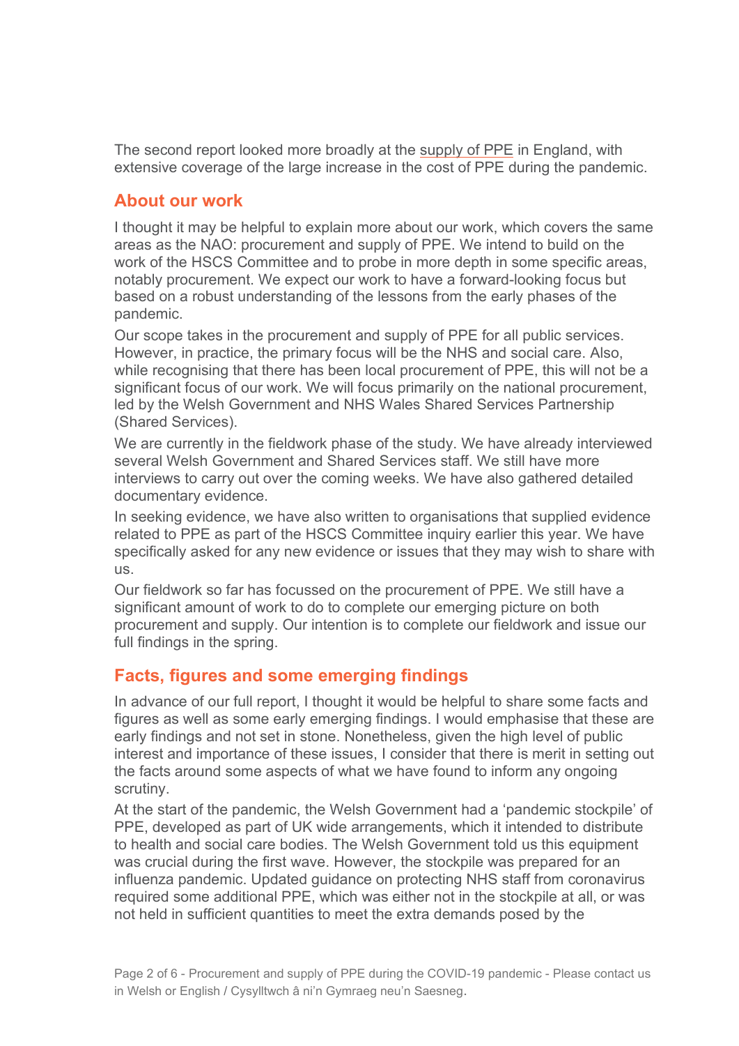The second report looked more broadly at the supply of PPE in England, with extensive coverage of the large increase in the cost of PPE during the pandemic.

## About our work

I thought it may be helpful to explain more about our work, which covers the same areas as the NAO: procurement and supply of PPE. We intend to build on the work of the HSCS Committee and to probe in more depth in some specific areas, notably procurement. We expect our work to have a forward-looking focus but based on a robust understanding of the lessons from the early phases of the pandemic.

Our scope takes in the procurement and supply of PPE for all public services. However, in practice, the primary focus will be the NHS and social care. Also, while recognising that there has been local procurement of PPE, this will not be a significant focus of our work. We will focus primarily on the national procurement, led by the Welsh Government and NHS Wales Shared Services Partnership (Shared Services).

We are currently in the fieldwork phase of the study. We have already interviewed several Welsh Government and Shared Services staff. We still have more interviews to carry out over the coming weeks. We have also gathered detailed documentary evidence.

In seeking evidence, we have also written to organisations that supplied evidence related to PPE as part of the HSCS Committee inquiry earlier this year. We have specifically asked for any new evidence or issues that they may wish to share with us.

Our fieldwork so far has focussed on the procurement of PPE. We still have a significant amount of work to do to complete our emerging picture on both procurement and supply. Our intention is to complete our fieldwork and issue our full findings in the spring.

## Facts, figures and some emerging findings

In advance of our full report, I thought it would be helpful to share some facts and figures as well as some early emerging findings. I would emphasise that these are early findings and not set in stone. Nonetheless, given the high level of public interest and importance of these issues, I consider that there is merit in setting out the facts around some aspects of what we have found to inform any ongoing scrutiny.

At the start of the pandemic, the Welsh Government had a 'pandemic stockpile' of PPE, developed as part of UK wide arrangements, which it intended to distribute to health and social care bodies. The Welsh Government told us this equipment was crucial during the first wave. However, the stockpile was prepared for an influenza pandemic. Updated guidance on protecting NHS staff from coronavirus required some additional PPE, which was either not in the stockpile at all, or was not held in sufficient quantities to meet the extra demands posed by the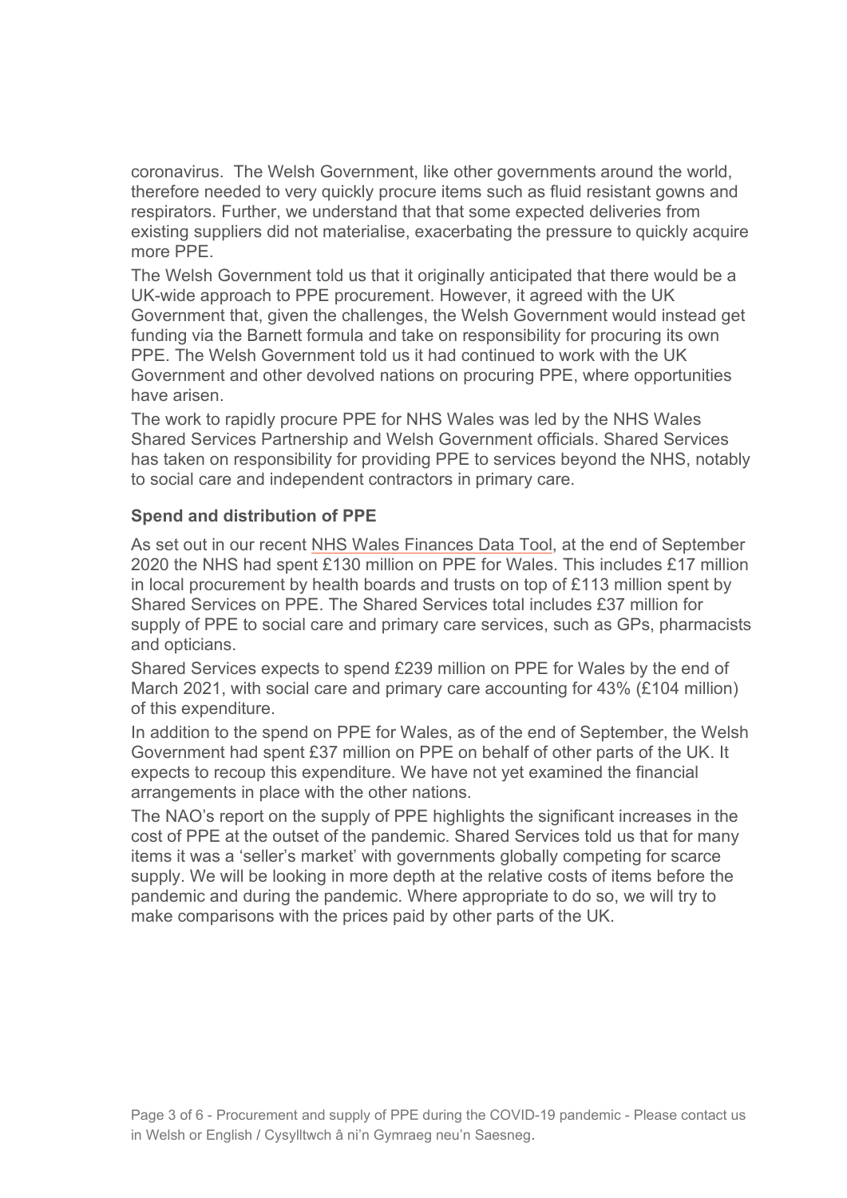coronavirus. The Welsh Government, like other governments around the world, therefore needed to very quickly procure items such as fluid resistant gowns and respirators. Further, we understand that that some expected deliveries from existing suppliers did not materialise, exacerbating the pressure to quickly acquire more PPE.

The Welsh Government told us that it originally anticipated that there would be a UK-wide approach to PPE procurement. However, it agreed with the UK Government that, given the challenges, the Welsh Government would instead get funding via the Barnett formula and take on responsibility for procuring its own PPE. The Welsh Government told us it had continued to work with the UK Government and other devolved nations on procuring PPE, where opportunities have arisen.

The work to rapidly procure PPE for NHS Wales was led by the NHS Wales Shared Services Partnership and Welsh Government officials. Shared Services has taken on responsibility for providing PPE to services beyond the NHS, notably to social care and independent contractors in primary care.

### Spend and distribution of PPE

As set out in our recent NHS Wales Finances Data Tool, at the end of September 2020 the NHS had spent £130 million on PPE for Wales. This includes £17 million in local procurement by health boards and trusts on top of £113 million spent by Shared Services on PPE. The Shared Services total includes £37 million for supply of PPE to social care and primary care services, such as GPs, pharmacists and opticians.

Shared Services expects to spend £239 million on PPE for Wales by the end of March 2021, with social care and primary care accounting for 43% (£104 million) of this expenditure.

In addition to the spend on PPE for Wales, as of the end of September, the Welsh Government had spent £37 million on PPE on behalf of other parts of the UK. It expects to recoup this expenditure. We have not yet examined the financial arrangements in place with the other nations.

The NAO's report on the supply of PPE highlights the significant increases in the cost of PPE at the outset of the pandemic. Shared Services told us that for many items it was a 'seller's market' with governments globally competing for scarce supply. We will be looking in more depth at the relative costs of items before the pandemic and during the pandemic. Where appropriate to do so, we will try to make comparisons with the prices paid by other parts of the UK.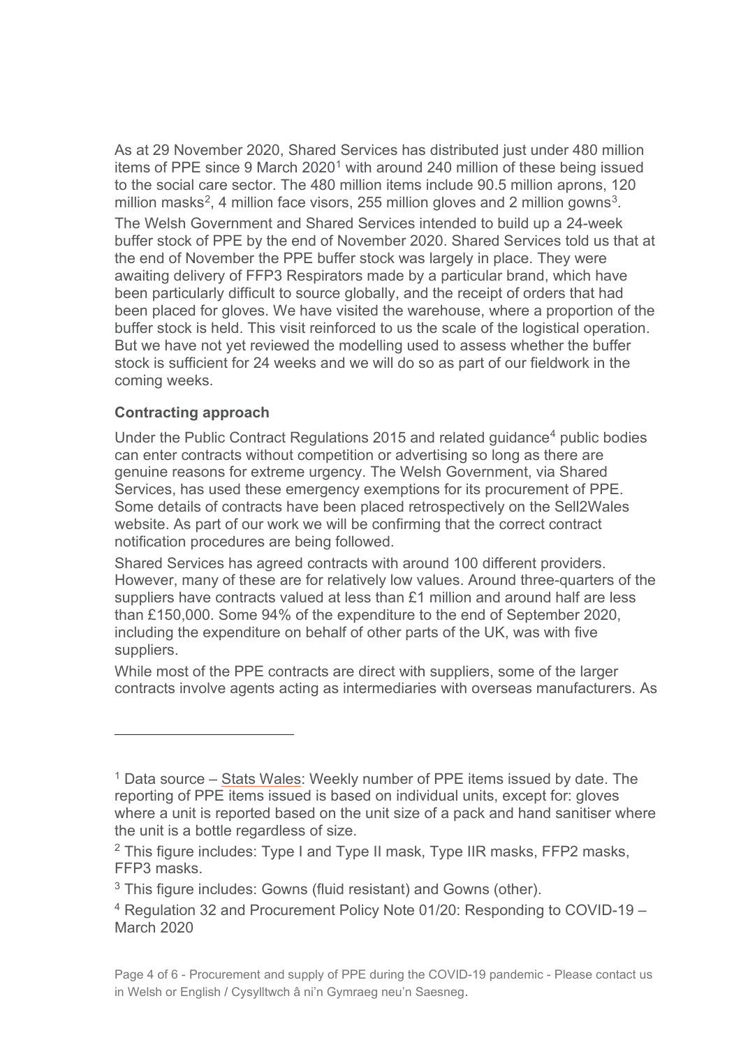As at 29 November 2020, Shared Services has distributed just under 480 million items of PPE since 9 March 2020[1] with around 240 million of these being issued to the social care sector. The 480 million items include 90.5 million aprons, 120 million masks[2], 4 million face visors, 255 million gloves and 2 million gowns[3].

The Welsh Government and Shared Services intended to build up a 24-week buffer stock of PPE by the end of November 2020. Shared Services told us that at the end of November the PPE buffer stock was largely in place. They were awaiting delivery of FFP3 Respirators made by a particular brand, which have been particularly difficult to source globally, and the receipt of orders that had been placed for gloves. We have visited the warehouse, where a proportion of the buffer stock is held. This visit reinforced to us the scale of the logistical operation. But we have not yet reviewed the modelling used to assess whether the buffer stock is sufficient for 24 weeks and we will do so as part of our fieldwork in the coming weeks.

**Contracting approach**

Under the Public Contract Regulations 2015 and related guidance[4] public bodies can enter contracts without competition or advertising so long as there are genuine reasons for extreme urgency. The Welsh Government, via Shared Services, has used these emergency exemptions for its procurement of PPE. Some details of contracts have been placed retrospectively on the Sell2Wales website. As part of our work we will be confirming that the correct contract notification procedures are being followed.

Shared Services has agreed contracts with around 100 different providers. However, many of these are for relatively low values. Around three-quarters of the suppliers have contracts valued at less than £1 million and around half are less than £150,000. Some 94% of the expenditure to the end of September 2020, including the expenditure on behalf of other parts of the UK, was with five suppliers.

While most of the PPE contracts are direct with suppliers, some of the larger contracts involve agents acting as intermediaries with overseas manufacturers. As

---

[1] Data source – Stats Wales: Weekly number of PPE items issued by date. The reporting of PPE items issued is based on individual units, except for: gloves where a unit is reported based on the unit size of a pack and hand sanitiser where the unit is a bottle regardless of size.

[2] This figure includes: Type I and Type II mask, Type IIR masks, FFP2 masks, FFP3 masks.

[3] This figure includes: Gowns (fluid resistant) and Gowns (other).

[4] Regulation 32 and Procurement Policy Note 01/20: Responding to COVID-19 – March 2020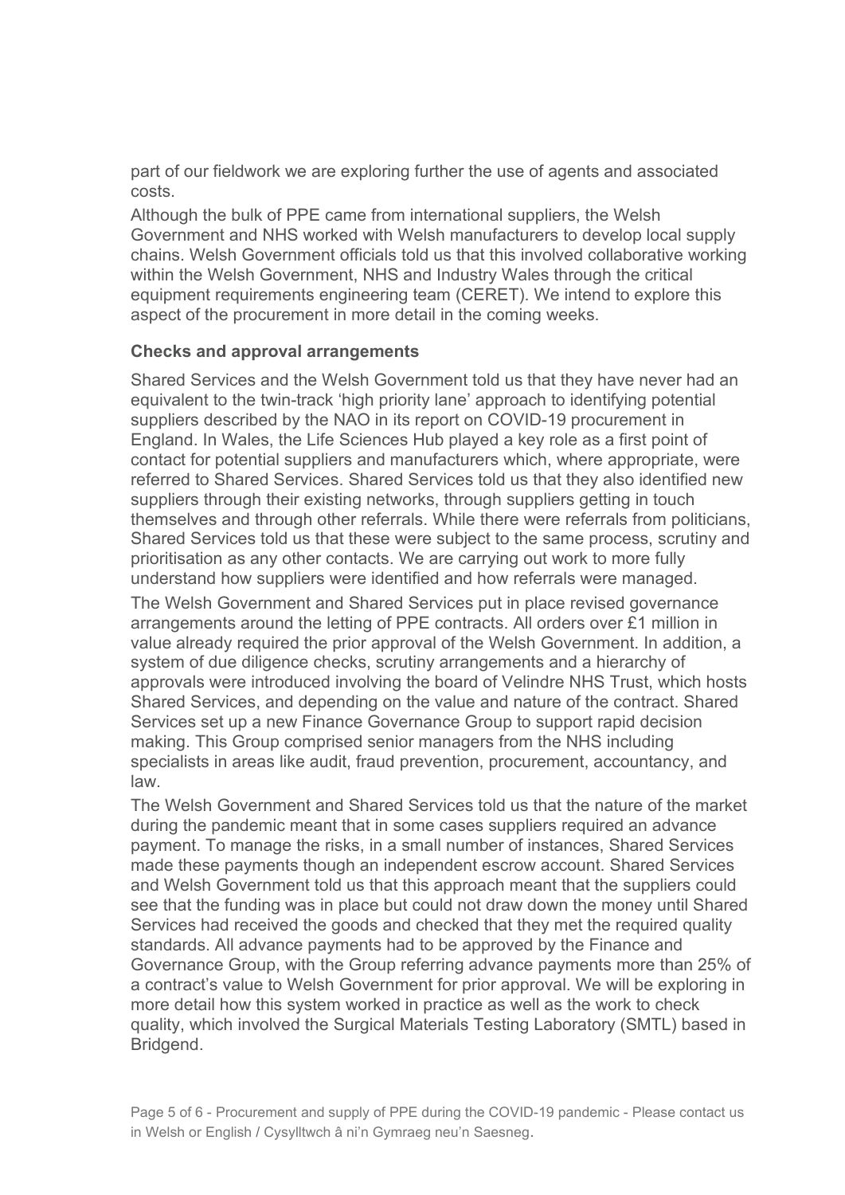part of our fieldwork we are exploring further the use of agents and associated costs.

Although the bulk of PPE came from international suppliers, the Welsh Government and NHS worked with Welsh manufacturers to develop local supply chains. Welsh Government officials told us that this involved collaborative working within the Welsh Government, NHS and Industry Wales through the critical equipment requirements engineering team (CERET). We intend to explore this aspect of the procurement in more detail in the coming weeks.

### Checks and approval arrangements

Shared Services and the Welsh Government told us that they have never had an equivalent to the twin-track 'high priority lane' approach to identifying potential suppliers described by the NAO in its report on COVID-19 procurement in England. In Wales, the Life Sciences Hub played a key role as a first point of contact for potential suppliers and manufacturers which, where appropriate, were referred to Shared Services. Shared Services told us that they also identified new suppliers through their existing networks, through suppliers getting in touch themselves and through other referrals. While there were referrals from politicians, Shared Services told us that these were subject to the same process, scrutiny and prioritisation as any other contacts. We are carrying out work to more fully understand how suppliers were identified and how referrals were managed.

The Welsh Government and Shared Services put in place revised governance arrangements around the letting of PPE contracts. All orders over £1 million in value already required the prior approval of the Welsh Government. In addition, a system of due diligence checks, scrutiny arrangements and a hierarchy of approvals were introduced involving the board of Velindre NHS Trust, which hosts Shared Services, and depending on the value and nature of the contract. Shared Services set up a new Finance Governance Group to support rapid decision making. This Group comprised senior managers from the NHS including specialists in areas like audit, fraud prevention, procurement, accountancy, and law.

The Welsh Government and Shared Services told us that the nature of the market during the pandemic meant that in some cases suppliers required an advance payment. To manage the risks, in a small number of instances, Shared Services made these payments though an independent escrow account. Shared Services and Welsh Government told us that this approach meant that the suppliers could see that the funding was in place but could not draw down the money until Shared Services had received the goods and checked that they met the required quality standards. All advance payments had to be approved by the Finance and Governance Group, with the Group referring advance payments more than 25% of a contract's value to Welsh Government for prior approval. We will be exploring in more detail how this system worked in practice as well as the work to check quality, which involved the Surgical Materials Testing Laboratory (SMTL) based in Bridgend.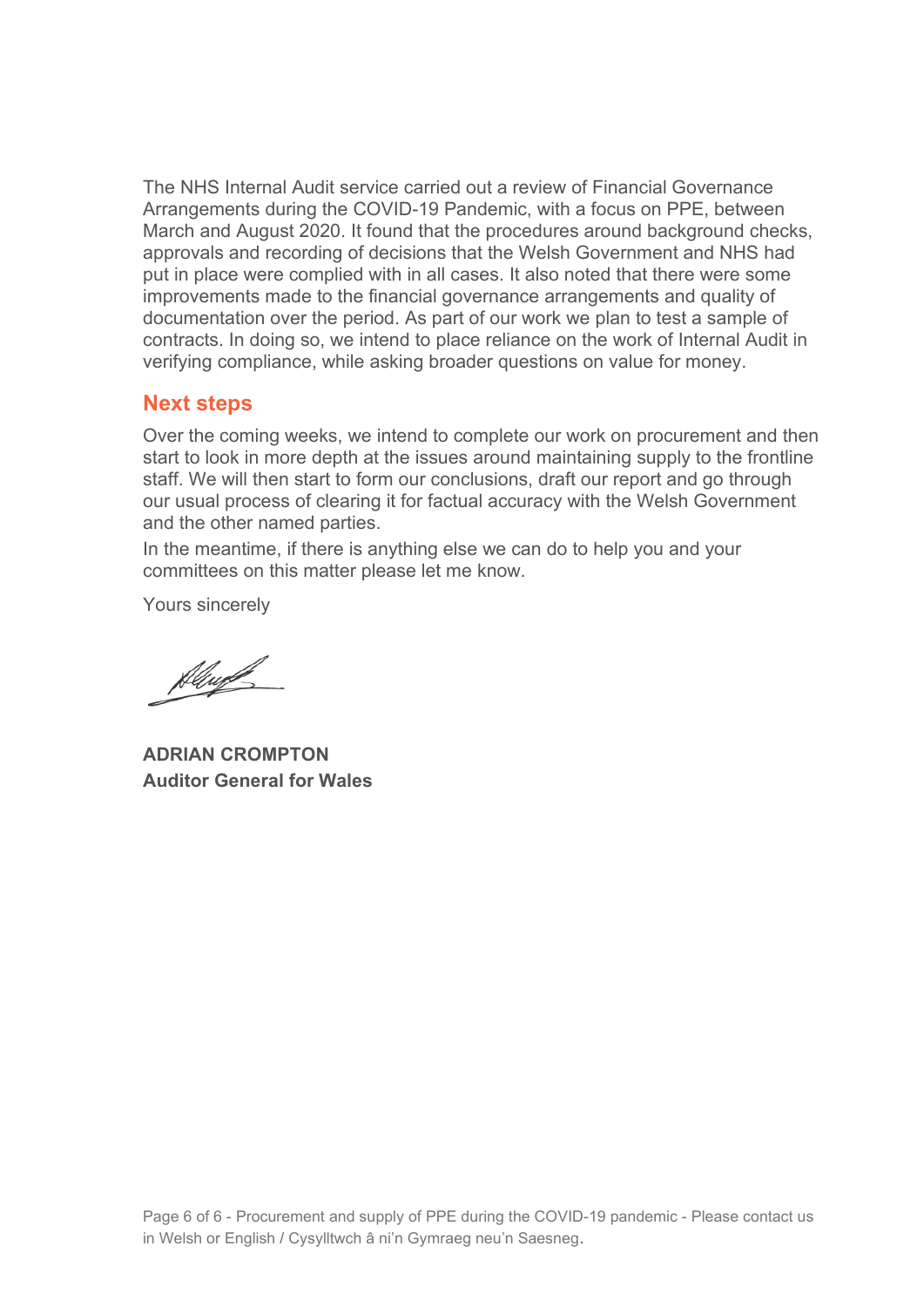The NHS Internal Audit service carried out a review of Financial Governance Arrangements during the COVID-19 Pandemic, with a focus on PPE, between March and August 2020. It found that the procedures around background checks, approvals and recording of decisions that the Welsh Government and NHS had put in place were complied with in all cases. It also noted that there were some improvements made to the financial governance arrangements and quality of documentation over the period. As part of our work we plan to test a sample of contracts. In doing so, we intend to place reliance on the work of Internal Audit in verifying compliance, while asking broader questions on value for money.

## Next steps

Over the coming weeks, we intend to complete our work on procurement and then start to look in more depth at the issues around maintaining supply to the frontline staff. We will then start to form our conclusions, draft our report and go through our usual process of clearing it for factual accuracy with the Welsh Government and the other named parties.

In the meantime, if there is anything else we can do to help you and your committees on this matter please let me know.

Yours sincerely

**ADRIAN CROMPTON**
**Auditor General for Wales**